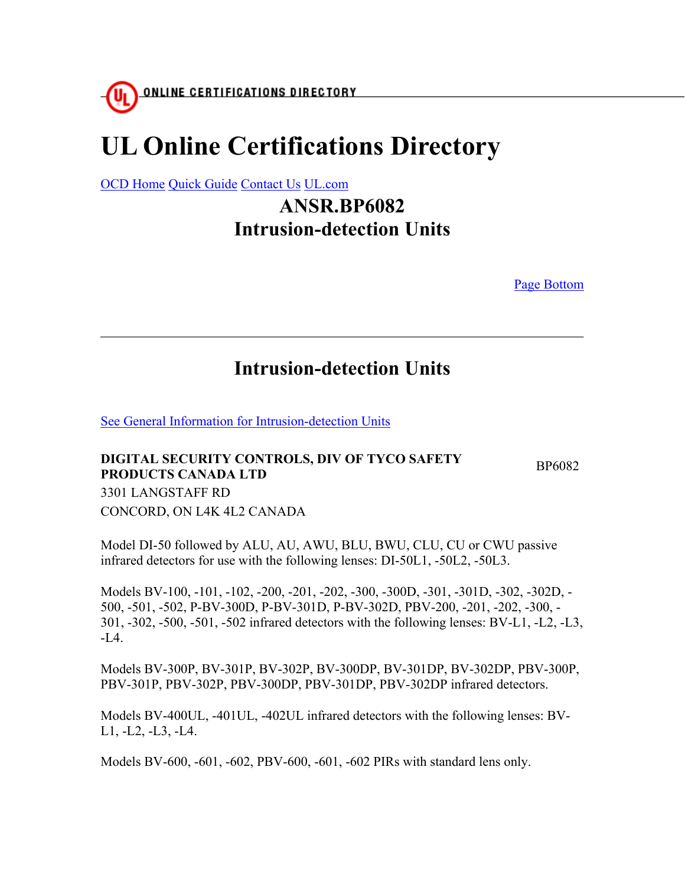# UL Online Certifications Directory

OCD Home Quick Guide Contact Us UL.com

## ANSR.BP6082
## Intrusion-detection Units

Page Bottom

---

## Intrusion-detection Units

See General Information for Intrusion-detection Units

**DIGITAL SECURITY CONTROLS, DIV OF TYCO SAFETY PRODUCTS CANADA LTD** BP6082

3301 LANGSTAFF RD

CONCORD, ON L4K 4L2 CANADA

Model DI-50 followed by ALU, AU, AWU, BLU, BWU, CLU, CU or CWU passive infrared detectors for use with the following lenses: DI-50L1, -50L2, -50L3.

Models BV-100, -101, -102, -200, -201, -202, -300, -300D, -301, -301D, -302, -302D, -500, -501, -502, P-BV-300D, P-BV-301D, P-BV-302D, PBV-200, -201, -202, -300, -301, -302, -500, -501, -502 infrared detectors with the following lenses: BV-L1, -L2, -L3, -L4.

Models BV-300P, BV-301P, BV-302P, BV-300DP, BV-301DP, BV-302DP, PBV-300P, PBV-301P, PBV-302P, PBV-300DP, PBV-301DP, PBV-302DP infrared detectors.

Models BV-400UL, -401UL, -402UL infrared detectors with the following lenses: BV-L1, -L2, -L3, -L4.

Models BV-600, -601, -602, PBV-600, -601, -602 PIRs with standard lens only.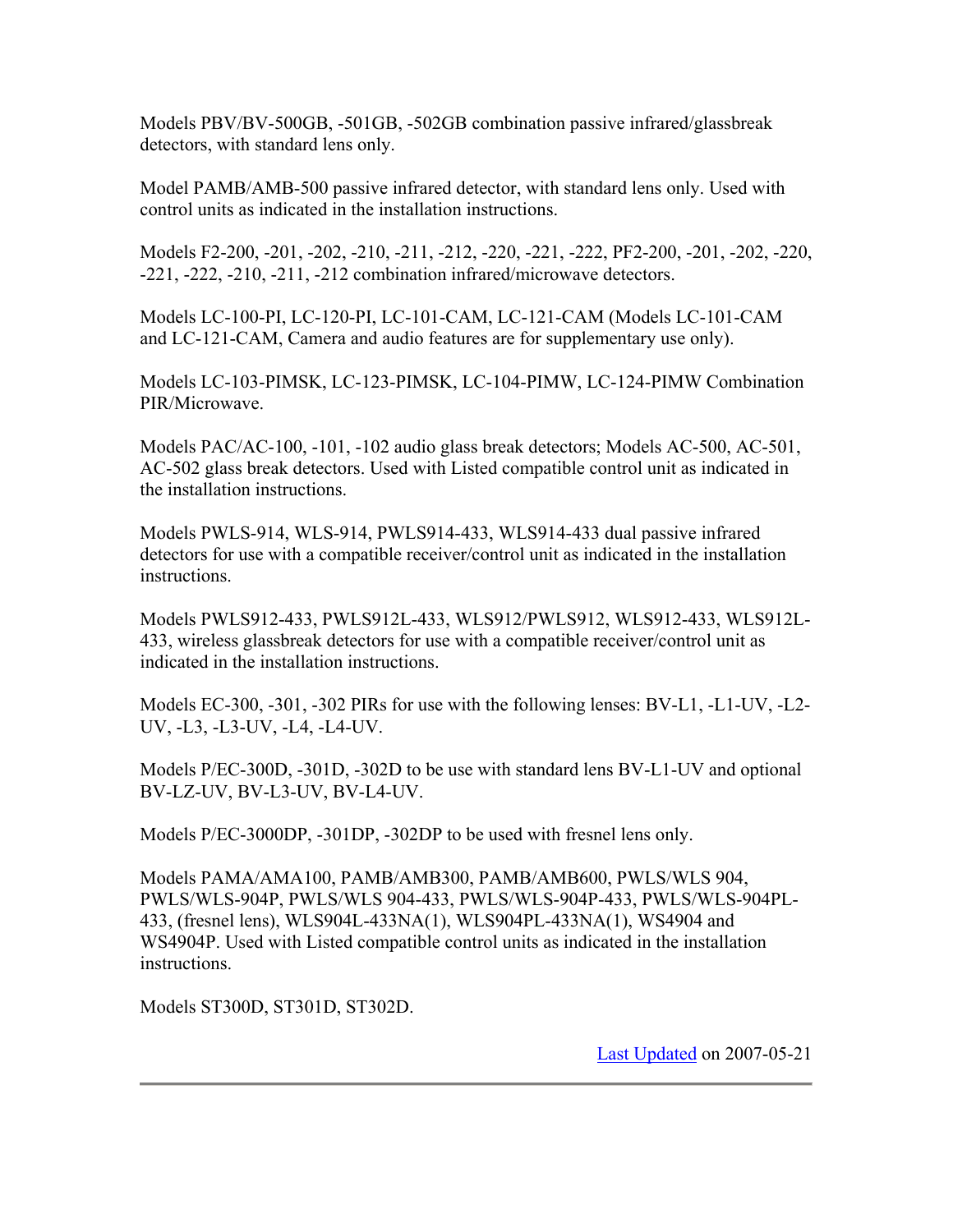Models PBV/BV-500GB, -501GB, -502GB combination passive infrared/glassbreak detectors, with standard lens only.

Model PAMB/AMB-500 passive infrared detector, with standard lens only. Used with control units as indicated in the installation instructions.

Models F2-200, -201, -202, -210, -211, -212, -220, -221, -222, PF2-200, -201, -202, -220, -221, -222, -210, -211, -212 combination infrared/microwave detectors.

Models LC-100-PI, LC-120-PI, LC-101-CAM, LC-121-CAM (Models LC-101-CAM and LC-121-CAM, Camera and audio features are for supplementary use only).

Models LC-103-PIMSK, LC-123-PIMSK, LC-104-PIMW, LC-124-PIMW Combination PIR/Microwave.

Models PAC/AC-100, -101, -102 audio glass break detectors; Models AC-500, AC-501, AC-502 glass break detectors. Used with Listed compatible control unit as indicated in the installation instructions.

Models PWLS-914, WLS-914, PWLS914-433, WLS914-433 dual passive infrared detectors for use with a compatible receiver/control unit as indicated in the installation instructions.

Models PWLS912-433, PWLS912L-433, WLS912/PWLS912, WLS912-433, WLS912L-433, wireless glassbreak detectors for use with a compatible receiver/control unit as indicated in the installation instructions.

Models EC-300, -301, -302 PIRs for use with the following lenses: BV-L1, -L1-UV, -L2-UV, -L3, -L3-UV, -L4, -L4-UV.

Models P/EC-300D, -301D, -302D to be use with standard lens BV-L1-UV and optional BV-LZ-UV, BV-L3-UV, BV-L4-UV.

Models P/EC-3000DP, -301DP, -302DP to be used with fresnel lens only.

Models PAMA/AMA100, PAMB/AMB300, PAMB/AMB600, PWLS/WLS 904, PWLS/WLS-904P, PWLS/WLS 904-433, PWLS/WLS-904P-433, PWLS/WLS-904PL-433, (fresnel lens), WLS904L-433NA(1), WLS904PL-433NA(1), WS4904 and WS4904P. Used with Listed compatible control units as indicated in the installation instructions.

Models ST300D, ST301D, ST302D.

Last Updated on 2007-05-21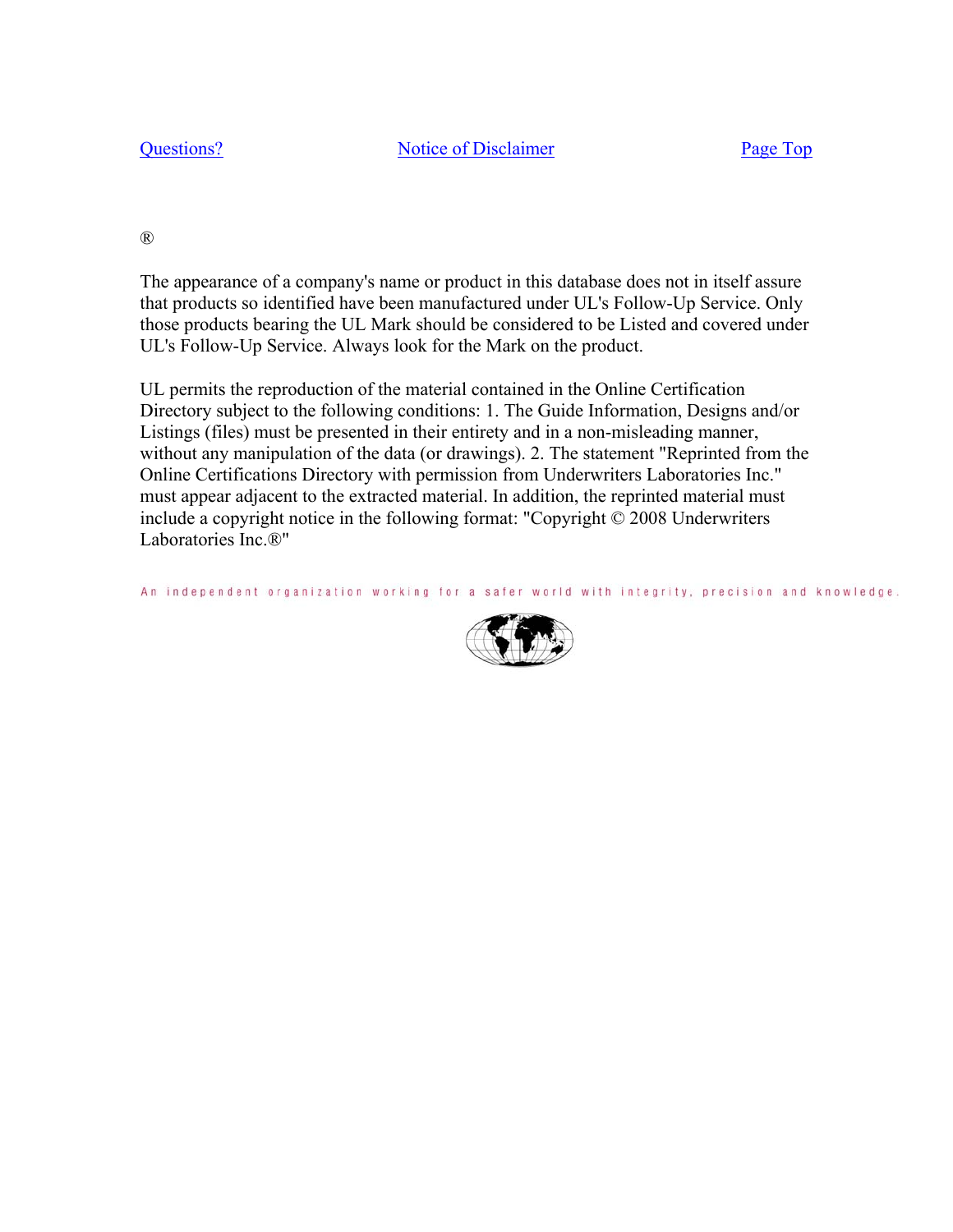[Questions?](#) [Notice of Disclaimer](#) [Page Top](#)

®

The appearance of a company's name or product in this database does not in itself assure that products so identified have been manufactured under UL's Follow-Up Service. Only those products bearing the UL Mark should be considered to be Listed and covered under UL's Follow-Up Service. Always look for the Mark on the product.

UL permits the reproduction of the material contained in the Online Certification Directory subject to the following conditions: 1. The Guide Information, Designs and/or Listings (files) must be presented in their entirety and in a non-misleading manner, without any manipulation of the data (or drawings). 2. The statement "Reprinted from the Online Certifications Directory with permission from Underwriters Laboratories Inc." must appear adjacent to the extracted material. In addition, the reprinted material must include a copyright notice in the following format: "Copyright © 2008 Underwriters Laboratories Inc.®"

An independent organization working for a safer world with integrity, precision and knowledge.